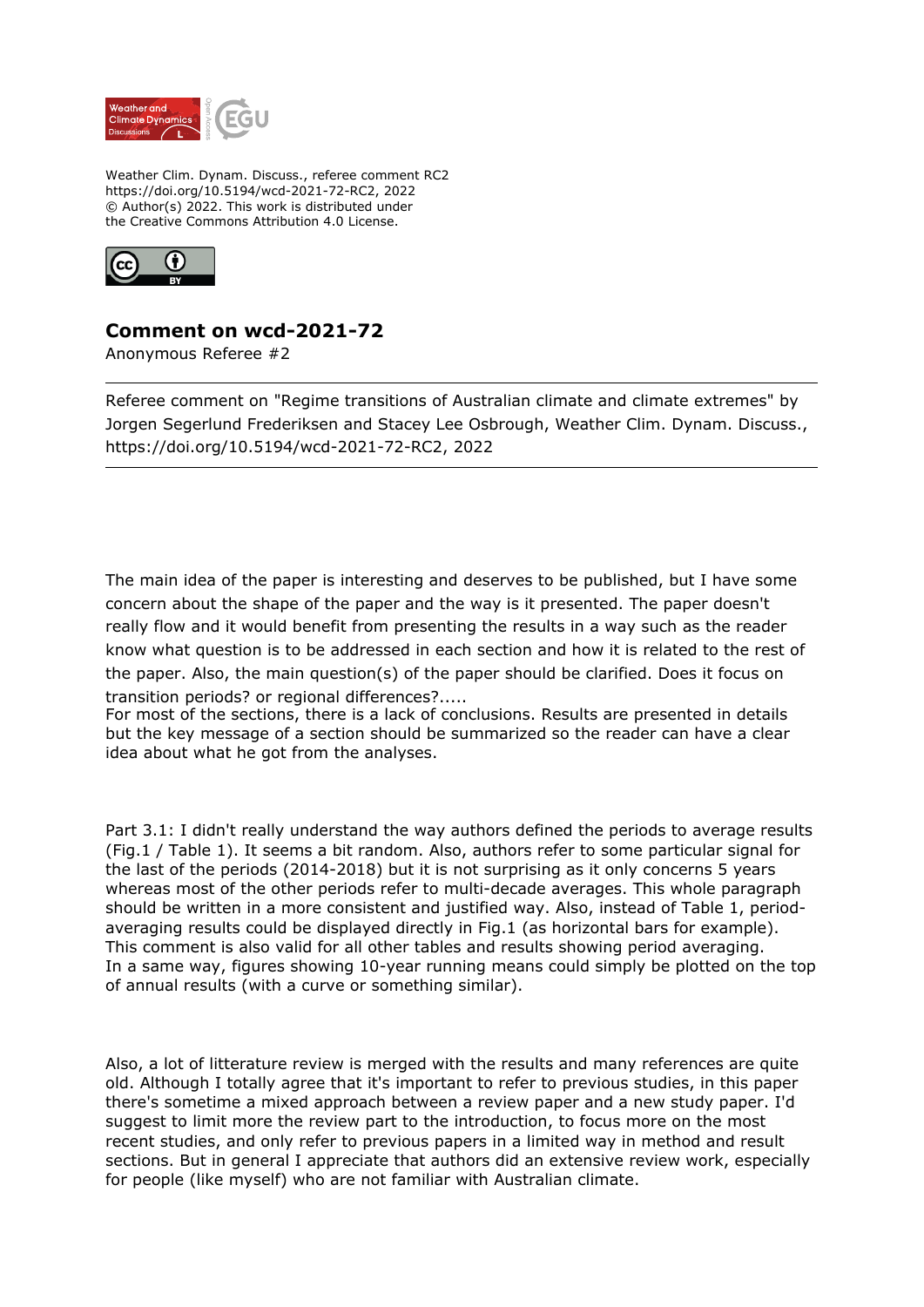Weather Clim. Dynam. Discuss., referee comment RC2
https://doi.org/10.5194/wcd-2021-72-RC2, 2022
© Author(s) 2022. This work is distributed under
the Creative Commons Attribution 4.0 License.

# Comment on wcd-2021-72

Anonymous Referee #2

---

Referee comment on "Regime transitions of Australian climate and climate extremes" by Jorgen Segerlund Frederiksen and Stacey Lee Osbrough, Weather Clim. Dynam. Discuss., https://doi.org/10.5194/wcd-2021-72-RC2, 2022

---

The main idea of the paper is interesting and deserves to be published, but I have some concern about the shape of the paper and the way is it presented. The paper doesn't really flow and it would benefit from presenting the results in a way such as the reader know what question is to be addressed in each section and how it is related to the rest of the paper. Also, the main question(s) of the paper should be clarified. Does it focus on transition periods? or regional differences?.....
For most of the sections, there is a lack of conclusions. Results are presented in details but the key message of a section should be summarized so the reader can have a clear idea about what he got from the analyses.

Part 3.1: I didn't really understand the way authors defined the periods to average results (Fig.1 / Table 1). It seems a bit random. Also, authors refer to some particular signal for the last of the periods (2014-2018) but it is not surprising as it only concerns 5 years whereas most of the other periods refer to multi-decade averages. This whole paragraph should be written in a more consistent and justified way. Also, instead of Table 1, period-averaging results could be displayed directly in Fig.1 (as horizontal bars for example). This comment is also valid for all other tables and results showing period averaging.
In a same way, figures showing 10-year running means could simply be plotted on the top of annual results (with a curve or something similar).

Also, a lot of litterature review is merged with the results and many references are quite old. Although I totally agree that it's important to refer to previous studies, in this paper there's sometime a mixed approach between a review paper and a new study paper. I'd suggest to limit more the review part to the introduction, to focus more on the most recent studies, and only refer to previous papers in a limited way in method and result sections. But in general I appreciate that authors did an extensive review work, especially for people (like myself) who are not familiar with Australian climate.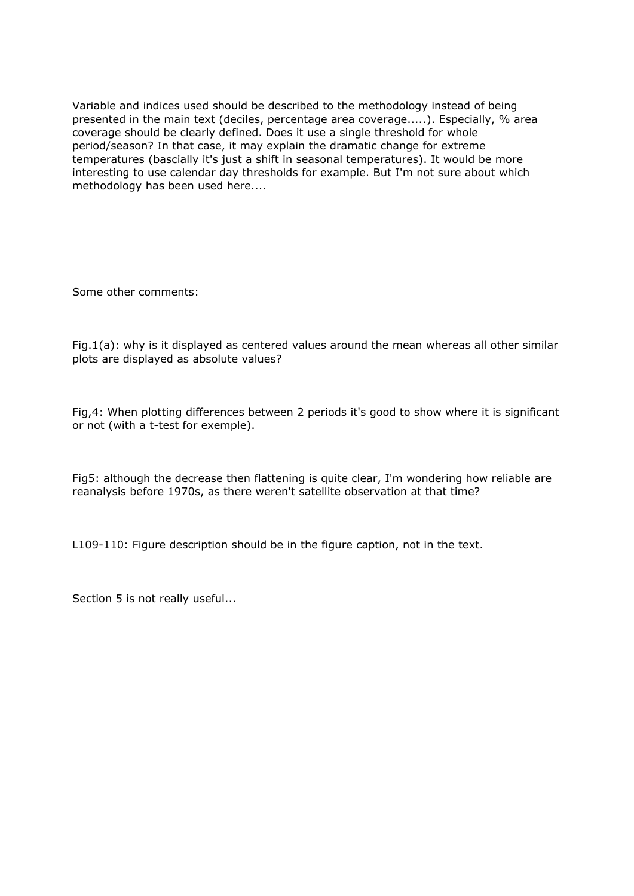Variable and indices used should be described to the methodology instead of being presented in the main text (deciles, percentage area coverage.....). Especially, % area coverage should be clearly defined. Does it use a single threshold for whole period/season? In that case, it may explain the dramatic change for extreme temperatures (bascially it's just a shift in seasonal temperatures). It would be more interesting to use calendar day thresholds for example. But I'm not sure about which methodology has been used here....

Some other comments:

Fig.1(a): why is it displayed as centered values around the mean whereas all other similar plots are displayed as absolute values?

Fig,4: When plotting differences between 2 periods it's good to show where it is significant or not (with a t-test for exemple).

Fig5: although the decrease then flattening is quite clear, I'm wondering how reliable are reanalysis before 1970s, as there weren't satellite observation at that time?

L109-110: Figure description should be in the figure caption, not in the text.

Section 5 is not really useful...